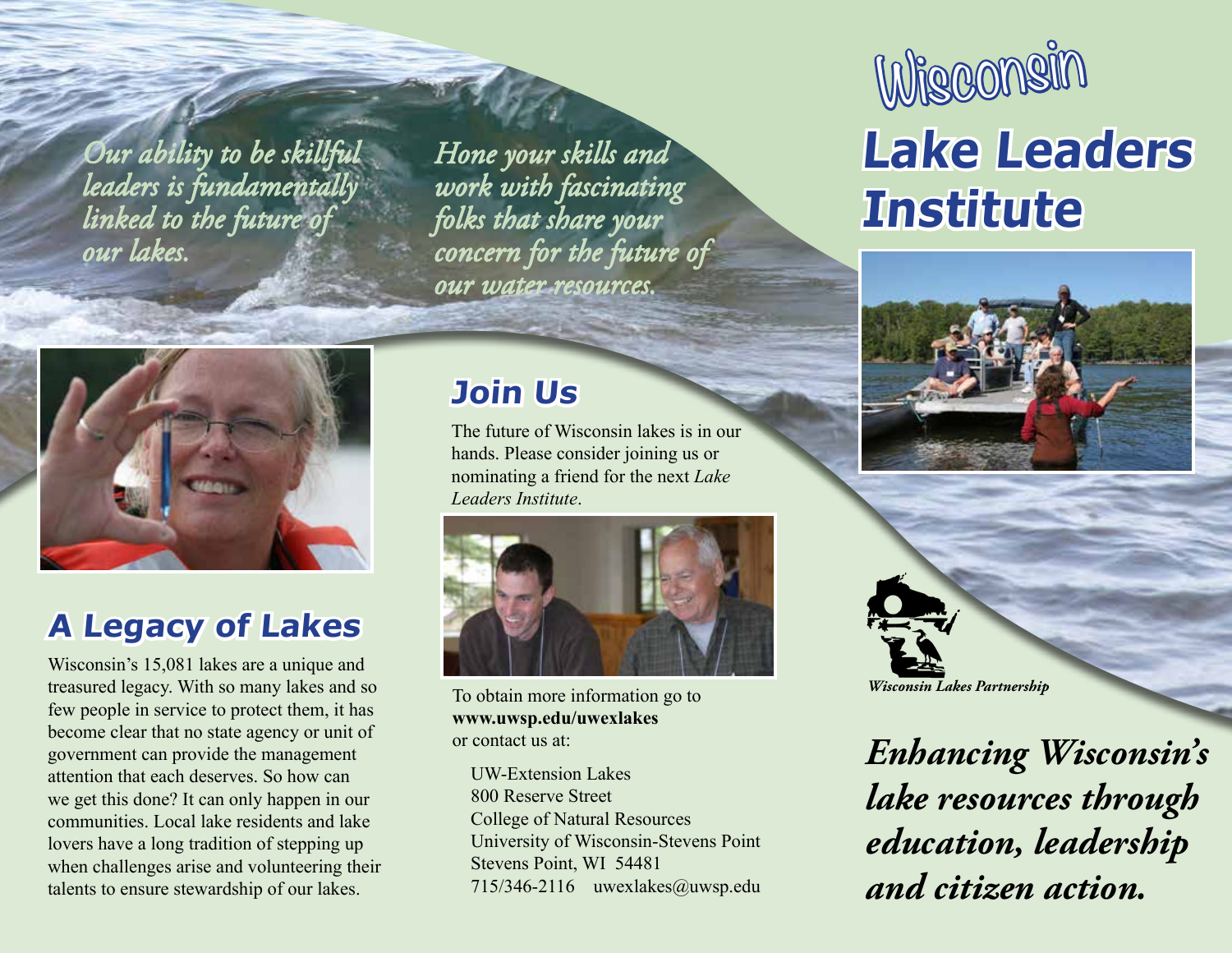*Our ability to be skillful leaders is fundamentally linked to the future of our lakes.*

*Hone your skills and work with fascinating folks that share your concern for the future of our water resources.*

# Wisconsin Lake Leaders Institute

## A Legacy of Lakes

Wisconsin's 15,081 lakes are a unique and treasured legacy. With so many lakes and so few people in service to protect them, it has become clear that no state agency or unit of government can provide the management attention that each deserves. So how can we get this done? It can only happen in our communities. Local lake residents and lake lovers have a long tradition of stepping up when challenges arise and volunteering their talents to ensure stewardship of our lakes.

## Join Us

The future of Wisconsin lakes is in our hands. Please consider joining us or nominating a friend for the next *Lake Leaders Institute*.

To obtain more information go to **www.uwsp.edu/uwexlakes** or contact us at:

UW-Extension Lakes
800 Reserve Street
College of Natural Resources
University of Wisconsin-Stevens Point
Stevens Point, WI 54481
715/346-2116 uwexlakes@uwsp.edu

*Wisconsin Lakes Partnership*

***Enhancing Wisconsin's lake resources through education, leadership and citizen action.***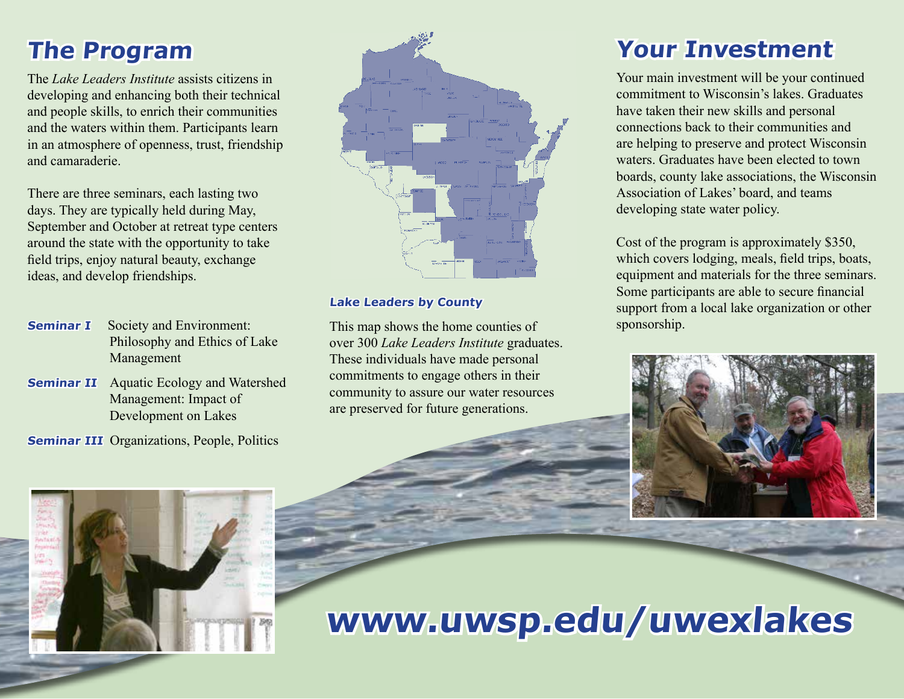## The Program

The *Lake Leaders Institute* assists citizens in developing and enhancing both their technical and people skills, to enrich their communities and the waters within them. Participants learn in an atmosphere of openness, trust, friendship and camaraderie.

There are three seminars, each lasting two days. They are typically held during May, September and October at retreat type centers around the state with the opportunity to take field trips, enjoy natural beauty, exchange ideas, and develop friendships.

***Seminar I*** Society and Environment: Philosophy and Ethics of Lake Management

***Seminar II*** Aquatic Ecology and Watershed Management: Impact of Development on Lakes

***Seminar III*** Organizations, People, Politics

***Lake Leaders by County***

This map shows the home counties of over 300 *Lake Leaders Institute* graduates. These individuals have made personal commitments to engage others in their community to assure our water resources are preserved for future generations.

## Your Investment

Your main investment will be your continued commitment to Wisconsin's lakes. Graduates have taken their new skills and personal connections back to their communities and are helping to preserve and protect Wisconsin waters. Graduates have been elected to town boards, county lake associations, the Wisconsin Association of Lakes' board, and teams developing state water policy.

Cost of the program is approximately $350, which covers lodging, meals, field trips, boats, equipment and materials for the three seminars. Some participants are able to secure financial support from a local lake organization or other sponsorship.

# www.uwsp.edu/uwexlakes